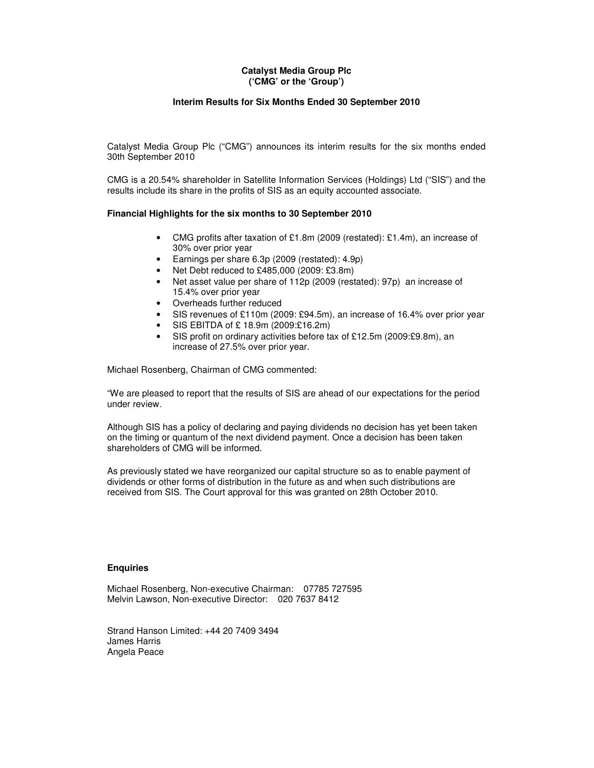**Catalyst Media Group Plc**
**('CMG' or the 'Group')**

**Interim Results for Six Months Ended 30 September 2010**

Catalyst Media Group Plc ("CMG") announces its interim results for the six months ended 30th September 2010

CMG is a 20.54% shareholder in Satellite Information Services (Holdings) Ltd ("SIS") and the results include its share in the profits of SIS as an equity accounted associate.

**Financial Highlights for the six months to 30 September 2010**

- CMG profits after taxation of £1.8m (2009 (restated): £1.4m), an increase of 30% over prior year
- Earnings per share 6.3p (2009 (restated): 4.9p)
- Net Debt reduced to £485,000 (2009: £3.8m)
- Net asset value per share of 112p (2009 (restated): 97p) an increase of 15.4% over prior year
- Overheads further reduced
- SIS revenues of £110m (2009: £94.5m), an increase of 16.4% over prior year
- SIS EBITDA of £ 18.9m (2009:£16.2m)
- SIS profit on ordinary activities before tax of £12.5m (2009:£9.8m), an increase of 27.5% over prior year.

Michael Rosenberg, Chairman of CMG commented:

"We are pleased to report that the results of SIS are ahead of our expectations for the period under review.

Although SIS has a policy of declaring and paying dividends no decision has yet been taken on the timing or quantum of the next dividend payment. Once a decision has been taken shareholders of CMG will be informed.

As previously stated we have reorganized our capital structure so as to enable payment of dividends or other forms of distribution in the future as and when such distributions are received from SIS. The Court approval for this was granted on 28th October 2010.

**Enquiries**

Michael Rosenberg, Non-executive Chairman: 07785 727595
Melvin Lawson, Non-executive Director: 020 7637 8412

Strand Hanson Limited: +44 20 7409 3494
James Harris
Angela Peace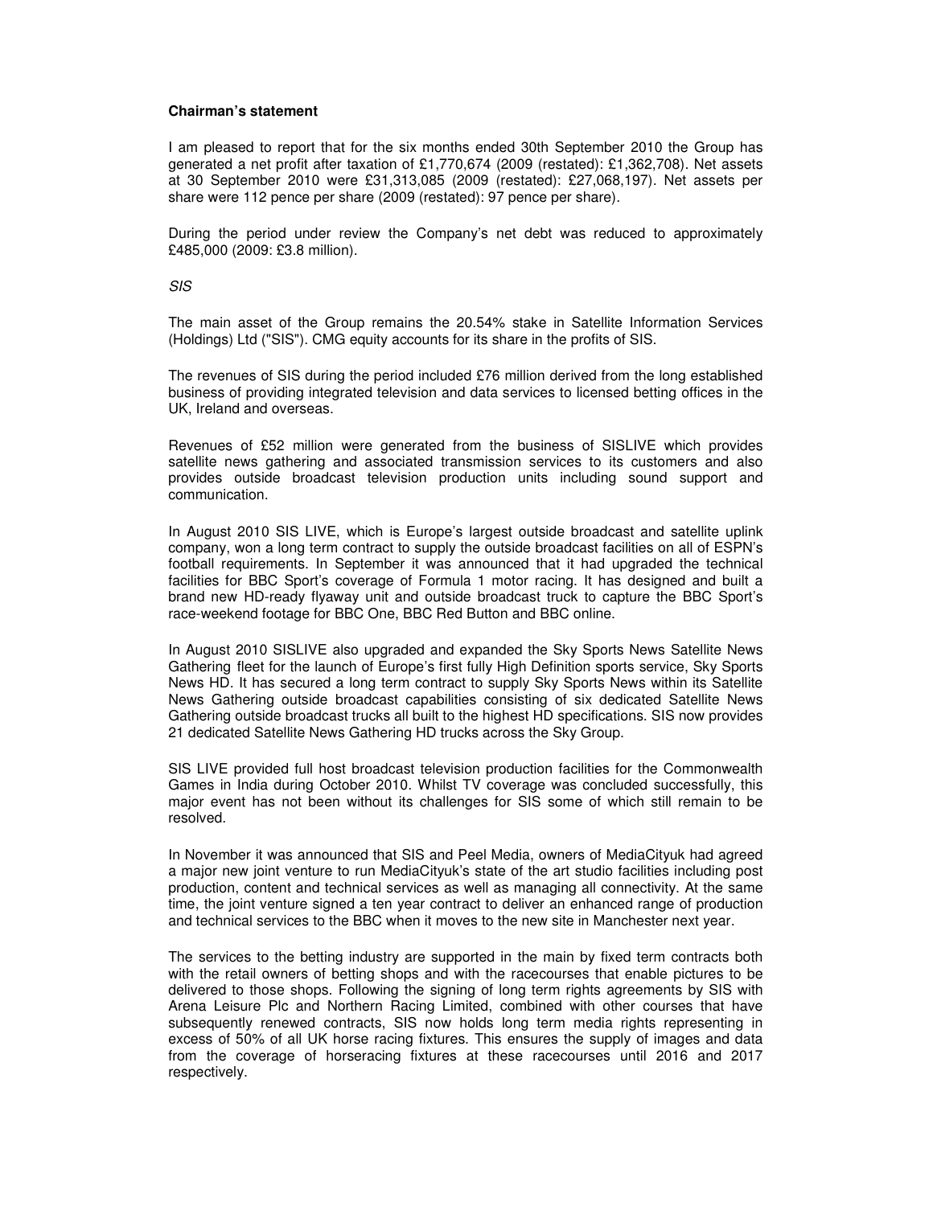**Chairman's statement**

I am pleased to report that for the six months ended 30th September 2010 the Group has generated a net profit after taxation of £1,770,674 (2009 (restated): £1,362,708). Net assets at 30 September 2010 were £31,313,085 (2009 (restated): £27,068,197). Net assets per share were 112 pence per share (2009 (restated): 97 pence per share).

During the period under review the Company's net debt was reduced to approximately £485,000 (2009: £3.8 million).

*SIS*

The main asset of the Group remains the 20.54% stake in Satellite Information Services (Holdings) Ltd ("SIS"). CMG equity accounts for its share in the profits of SIS.

The revenues of SIS during the period included £76 million derived from the long established business of providing integrated television and data services to licensed betting offices in the UK, Ireland and overseas.

Revenues of £52 million were generated from the business of SISLIVE which provides satellite news gathering and associated transmission services to its customers and also provides outside broadcast television production units including sound support and communication.

In August 2010 SIS LIVE, which is Europe's largest outside broadcast and satellite uplink company, won a long term contract to supply the outside broadcast facilities on all of ESPN's football requirements. In September it was announced that it had upgraded the technical facilities for BBC Sport's coverage of Formula 1 motor racing. It has designed and built a brand new HD-ready flyaway unit and outside broadcast truck to capture the BBC Sport's race-weekend footage for BBC One, BBC Red Button and BBC online.

In August 2010 SISLIVE also upgraded and expanded the Sky Sports News Satellite News Gathering fleet for the launch of Europe's first fully High Definition sports service, Sky Sports News HD. It has secured a long term contract to supply Sky Sports News within its Satellite News Gathering outside broadcast capabilities consisting of six dedicated Satellite News Gathering outside broadcast trucks all built to the highest HD specifications. SIS now provides 21 dedicated Satellite News Gathering HD trucks across the Sky Group.

SIS LIVE provided full host broadcast television production facilities for the Commonwealth Games in India during October 2010. Whilst TV coverage was concluded successfully, this major event has not been without its challenges for SIS some of which still remain to be resolved.

In November it was announced that SIS and Peel Media, owners of MediaCityuk had agreed a major new joint venture to run MediaCityuk's state of the art studio facilities including post production, content and technical services as well as managing all connectivity. At the same time, the joint venture signed a ten year contract to deliver an enhanced range of production and technical services to the BBC when it moves to the new site in Manchester next year.

The services to the betting industry are supported in the main by fixed term contracts both with the retail owners of betting shops and with the racecourses that enable pictures to be delivered to those shops. Following the signing of long term rights agreements by SIS with Arena Leisure Plc and Northern Racing Limited, combined with other courses that have subsequently renewed contracts, SIS now holds long term media rights representing in excess of 50% of all UK horse racing fixtures. This ensures the supply of images and data from the coverage of horseracing fixtures at these racecourses until 2016 and 2017 respectively.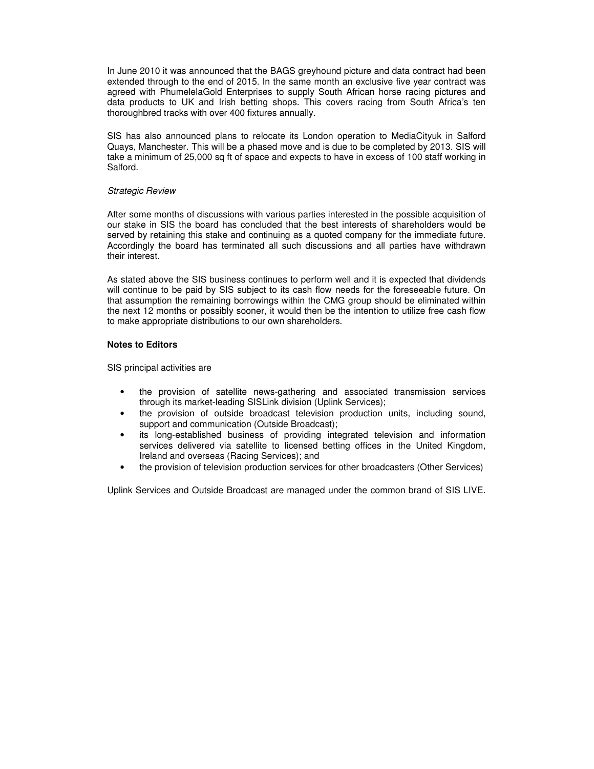In June 2010 it was announced that the BAGS greyhound picture and data contract had been extended through to the end of 2015. In the same month an exclusive five year contract was agreed with PhumelelaGold Enterprises to supply South African horse racing pictures and data products to UK and Irish betting shops. This covers racing from South Africa's ten thoroughbred tracks with over 400 fixtures annually.

SIS has also announced plans to relocate its London operation to MediaCityuk in Salford Quays, Manchester. This will be a phased move and is due to be completed by 2013. SIS will take a minimum of 25,000 sq ft of space and expects to have in excess of 100 staff working in Salford.

*Strategic Review*

After some months of discussions with various parties interested in the possible acquisition of our stake in SIS the board has concluded that the best interests of shareholders would be served by retaining this stake and continuing as a quoted company for the immediate future. Accordingly the board has terminated all such discussions and all parties have withdrawn their interest.

As stated above the SIS business continues to perform well and it is expected that dividends will continue to be paid by SIS subject to its cash flow needs for the foreseeable future. On that assumption the remaining borrowings within the CMG group should be eliminated within the next 12 months or possibly sooner, it would then be the intention to utilize free cash flow to make appropriate distributions to our own shareholders.

**Notes to Editors**

SIS principal activities are

- the provision of satellite news-gathering and associated transmission services through its market-leading SISLink division (Uplink Services);
- the provision of outside broadcast television production units, including sound, support and communication (Outside Broadcast);
- its long-established business of providing integrated television and information services delivered via satellite to licensed betting offices in the United Kingdom, Ireland and overseas (Racing Services); and
- the provision of television production services for other broadcasters (Other Services)

Uplink Services and Outside Broadcast are managed under the common brand of SIS LIVE.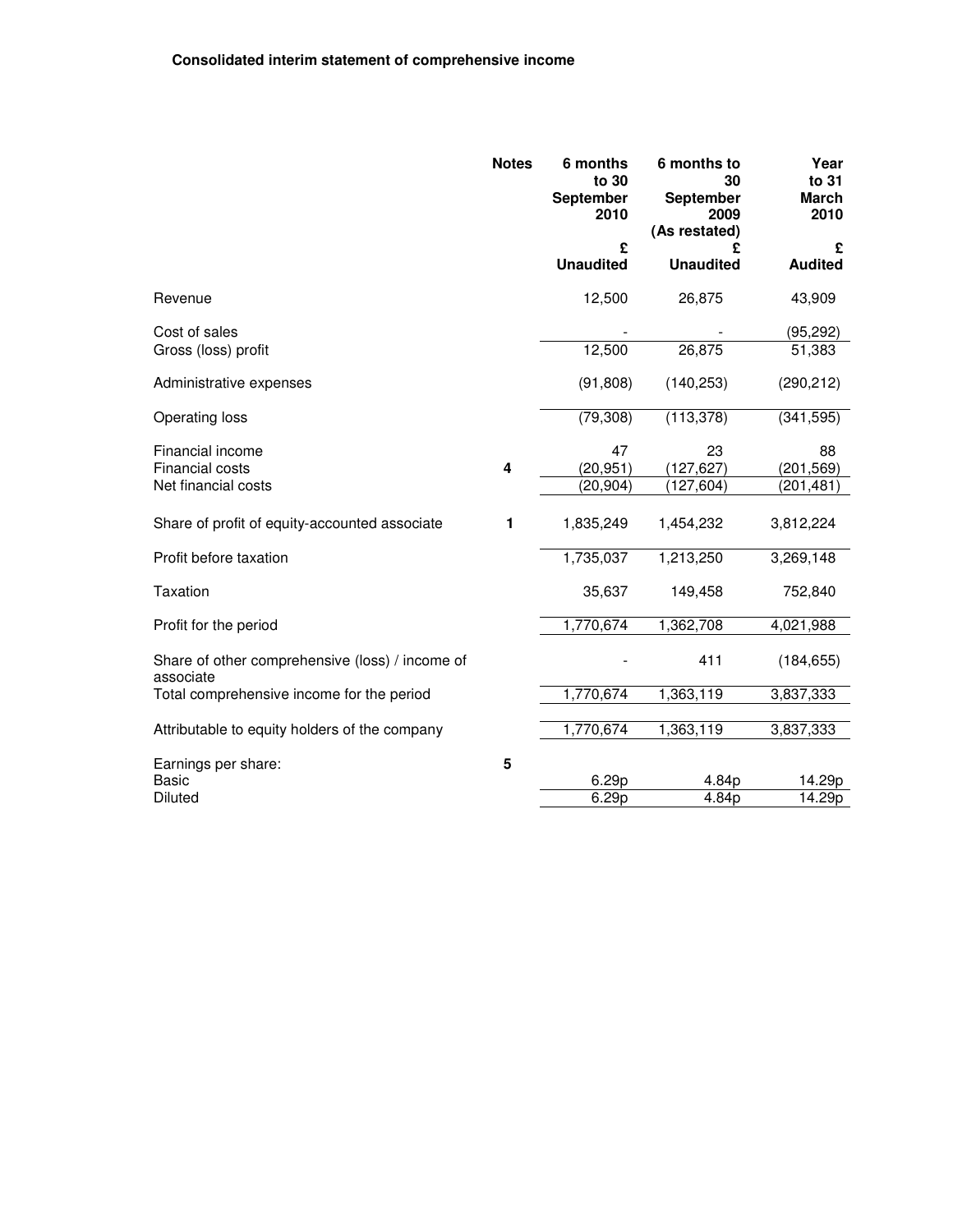**Consolidated interim statement of comprehensive income**

| | Notes | 6 months to 30 September 2010 | 6 months to 30 September 2009 (As restated) | Year to 31 March 2010 |
|---|---|---|---|---|
| | | £ Unaudited | £ Unaudited | £ Audited |
| Revenue | | 12,500 | 26,875 | 43,909 |
| Cost of sales | | - | - | (95,292) |
| Gross (loss) profit | | 12,500 | 26,875 | 51,383 |
| Administrative expenses | | (91,808) | (140,253) | (290,212) |
| Operating loss | | (79,308) | (113,378) | (341,595) |
| Financial income | | 47 | 23 | 88 |
| Financial costs | 4 | (20,951) | (127,627) | (201,569) |
| Net financial costs | | (20,904) | (127,604) | (201,481) |
| Share of profit of equity-accounted associate | 1 | 1,835,249 | 1,454,232 | 3,812,224 |
| Profit before taxation | | 1,735,037 | 1,213,250 | 3,269,148 |
| Taxation | | 35,637 | 149,458 | 752,840 |
| Profit for the period | | 1,770,674 | 1,362,708 | 4,021,988 |
| Share of other comprehensive (loss) / income of associate | | - | 411 | (184,655) |
| Total comprehensive income for the period | | 1,770,674 | 1,363,119 | 3,837,333 |
| Attributable to equity holders of the company | | 1,770,674 | 1,363,119 | 3,837,333 |
| Earnings per share: | 5 | | | |
| Basic | | 6.29p | 4.84p | 14.29p |
| Diluted | | 6.29p | 4.84p | 14.29p |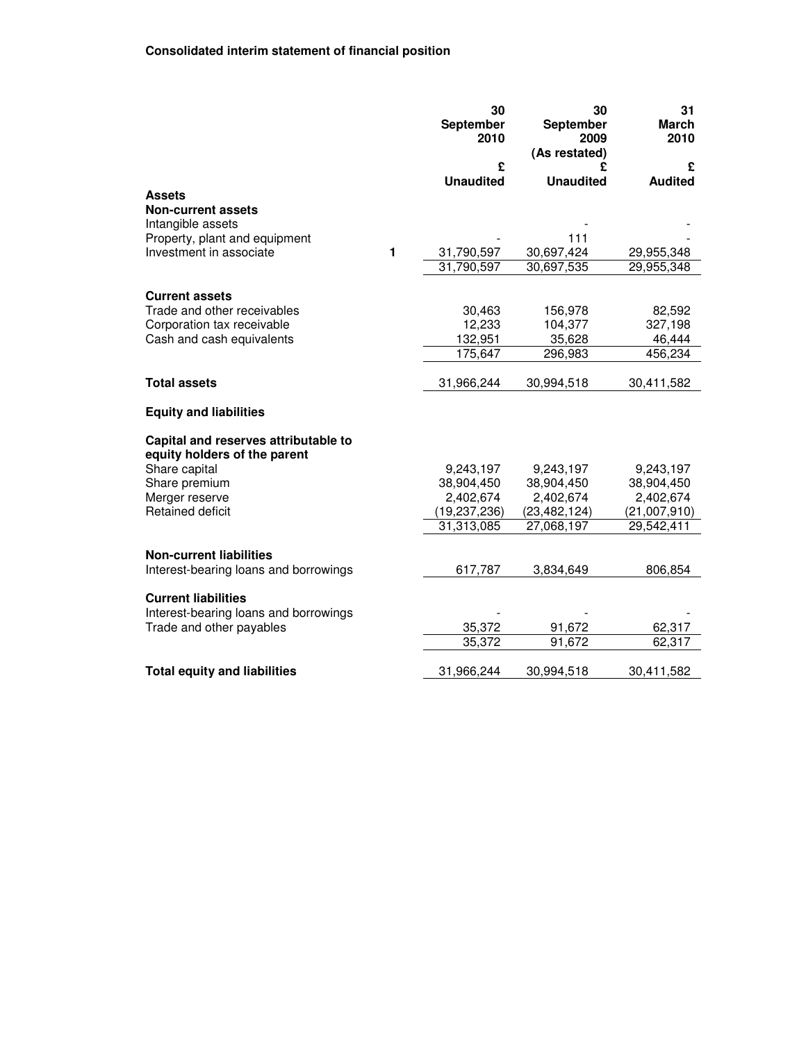**Consolidated interim statement of financial position**

| | | 30 September 2010 | 30 September 2009 (As restated) | 31 March 2010 |
|---|---|---|---|---|
| | | £ | £ | £ |
| | | **Unaudited** | **Unaudited** | **Audited** |
| **Assets** | | | | |
| **Non-current assets** | | | | |
| Intangible assets | | | - | - |
| Property, plant and equipment | | - | 111 | - |
| Investment in associate | 1 | 31,790,597 | 30,697,424 | 29,955,348 |
| | | 31,790,597 | 30,697,535 | 29,955,348 |
| **Current assets** | | | | |
| Trade and other receivables | | 30,463 | 156,978 | 82,592 |
| Corporation tax receivable | | 12,233 | 104,377 | 327,198 |
| Cash and cash equivalents | | 132,951 | 35,628 | 46,444 |
| | | 175,647 | 296,983 | 456,234 |
| **Total assets** | | 31,966,244 | 30,994,518 | 30,411,582 |
| **Equity and liabilities** | | | | |
| **Capital and reserves attributable to equity holders of the parent** | | | | |
| Share capital | | 9,243,197 | 9,243,197 | 9,243,197 |
| Share premium | | 38,904,450 | 38,904,450 | 38,904,450 |
| Merger reserve | | 2,402,674 | 2,402,674 | 2,402,674 |
| Retained deficit | | (19,237,236) | (23,482,124) | (21,007,910) |
| | | 31,313,085 | 27,068,197 | 29,542,411 |
| **Non-current liabilities** | | | | |
| Interest-bearing loans and borrowings | | 617,787 | 3,834,649 | 806,854 |
| **Current liabilities** | | | | |
| Interest-bearing loans and borrowings | | - | - | - |
| Trade and other payables | | 35,372 | 91,672 | 62,317 |
| | | 35,372 | 91,672 | 62,317 |
| **Total equity and liabilities** | | 31,966,244 | 30,994,518 | 30,411,582 |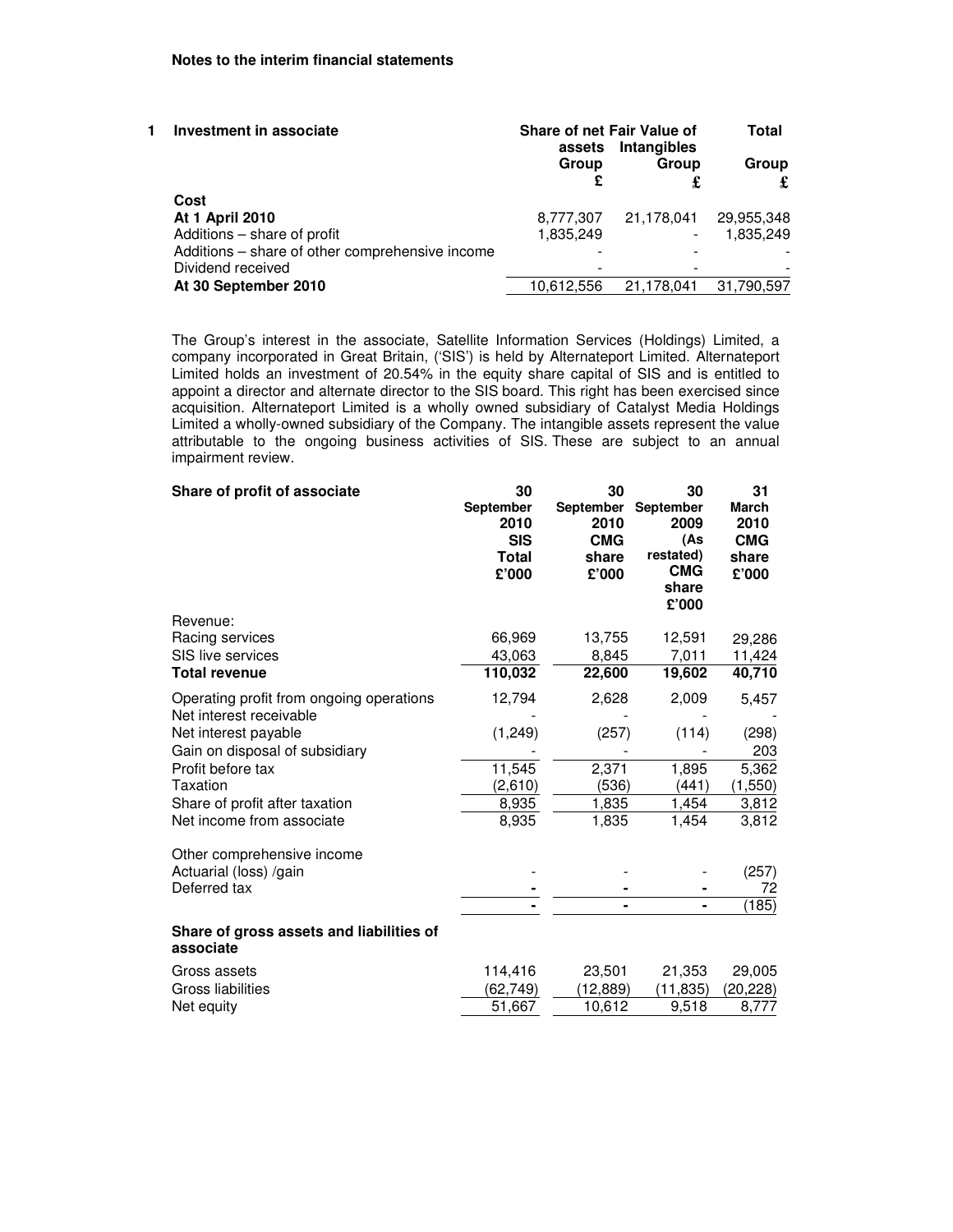**Notes to the interim financial statements**

**1 Investment in associate**

| | Share of net assets Group £ | Fair Value of Intangibles Group £ | Total Group £ |
|---|---|---|---|
| **Cost** | | | |
| **At 1 April 2010** | 8,777,307 | 21,178,041 | 29,955,348 |
| Additions – share of profit | 1,835,249 | - | 1,835,249 |
| Additions – share of other comprehensive income | - | - | - |
| Dividend received | - | - | - |
| **At 30 September 2010** | 10,612,556 | 21,178,041 | 31,790,597 |

The Group's interest in the associate, Satellite Information Services (Holdings) Limited, a company incorporated in Great Britain, ('SIS') is held by Alternateport Limited. Alternateport Limited holds an investment of 20.54% in the equity share capital of SIS and is entitled to appoint a director and alternate director to the SIS board. This right has been exercised since acquisition. Alternateport Limited is a wholly owned subsidiary of Catalyst Media Holdings Limited a wholly-owned subsidiary of the Company. The intangible assets represent the value attributable to the ongoing business activities of SIS. These are subject to an annual impairment review.

| **Share of profit of associate** | 30 September 2010 SIS Total £'000 | 30 September 2010 CMG share £'000 | 30 September 2009 (As restated) CMG share £'000 | 31 March 2010 CMG share £'000 |
|---|---|---|---|---|
| Revenue: | | | | |
| Racing services | 66,969 | 13,755 | 12,591 | 29,286 |
| SIS live services | 43,063 | 8,845 | 7,011 | 11,424 |
| **Total revenue** | **110,032** | **22,600** | **19,602** | **40,710** |
| Operating profit from ongoing operations | 12,794 | 2,628 | 2,009 | 5,457 |
| Net interest receivable | - | - | - | - |
| Net interest payable | (1,249) | (257) | (114) | (298) |
| Gain on disposal of subsidiary | - | - | - | 203 |
| Profit before tax | 11,545 | 2,371 | 1,895 | 5,362 |
| Taxation | (2,610) | (536) | (441) | (1,550) |
| Share of profit after taxation | 8,935 | 1,835 | 1,454 | 3,812 |
| Net income from associate | 8,935 | 1,835 | 1,454 | 3,812 |
| Other comprehensive income | | | | |
| Actuarial (loss) /gain | - | - | - | (257) |
| Deferred tax | - | - | - | 72 |
| | - | - | - | (185) |
| **Share of gross assets and liabilities of associate** | | | | |
| Gross assets | 114,416 | 23,501 | 21,353 | 29,005 |
| Gross liabilities | (62,749) | (12,889) | (11,835) | (20,228) |
| Net equity | 51,667 | 10,612 | 9,518 | 8,777 |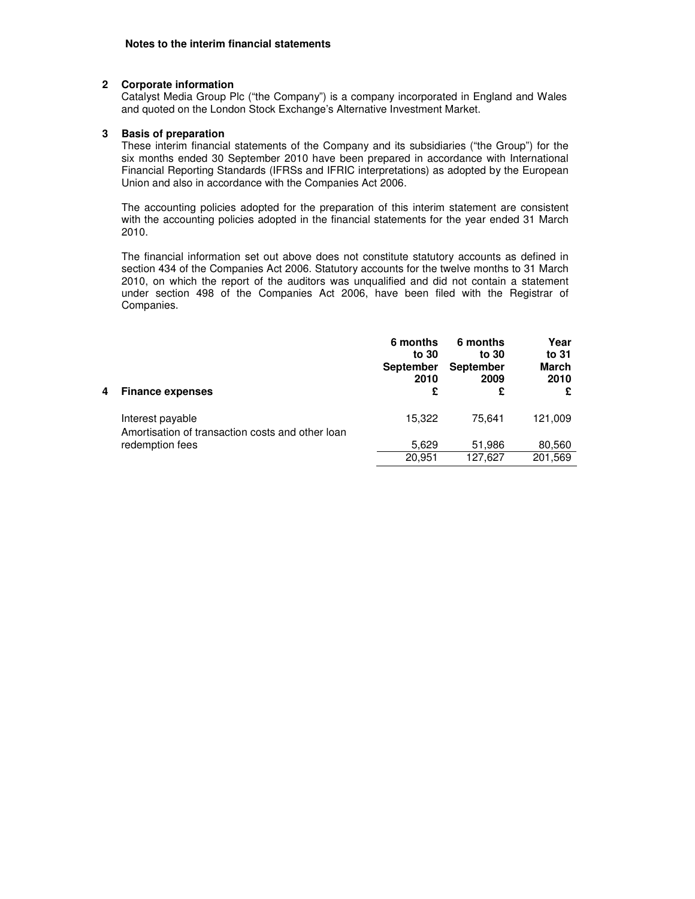**Notes to the interim financial statements**

**2 Corporate information**

Catalyst Media Group Plc ("the Company") is a company incorporated in England and Wales and quoted on the London Stock Exchange's Alternative Investment Market.

**3 Basis of preparation**

These interim financial statements of the Company and its subsidiaries ("the Group") for the six months ended 30 September 2010 have been prepared in accordance with International Financial Reporting Standards (IFRSs and IFRIC interpretations) as adopted by the European Union and also in accordance with the Companies Act 2006.

The accounting policies adopted for the preparation of this interim statement are consistent with the accounting policies adopted in the financial statements for the year ended 31 March 2010.

The financial information set out above does not constitute statutory accounts as defined in section 434 of the Companies Act 2006. Statutory accounts for the twelve months to 31 March 2010, on which the report of the auditors was unqualified and did not contain a statement under section 498 of the Companies Act 2006, have been filed with the Registrar of Companies.

| **4 Finance expenses** | **6 months to 30 September 2010 £** | **6 months to 30 September 2009 £** | **Year to 31 March 2010 £** |
|---|---|---|---|
| Interest payable | 15,322 | 75,641 | 121,009 |
| Amortisation of transaction costs and other loan redemption fees | 5,629 | 51,986 | 80,560 |
| | 20,951 | 127,627 | 201,569 |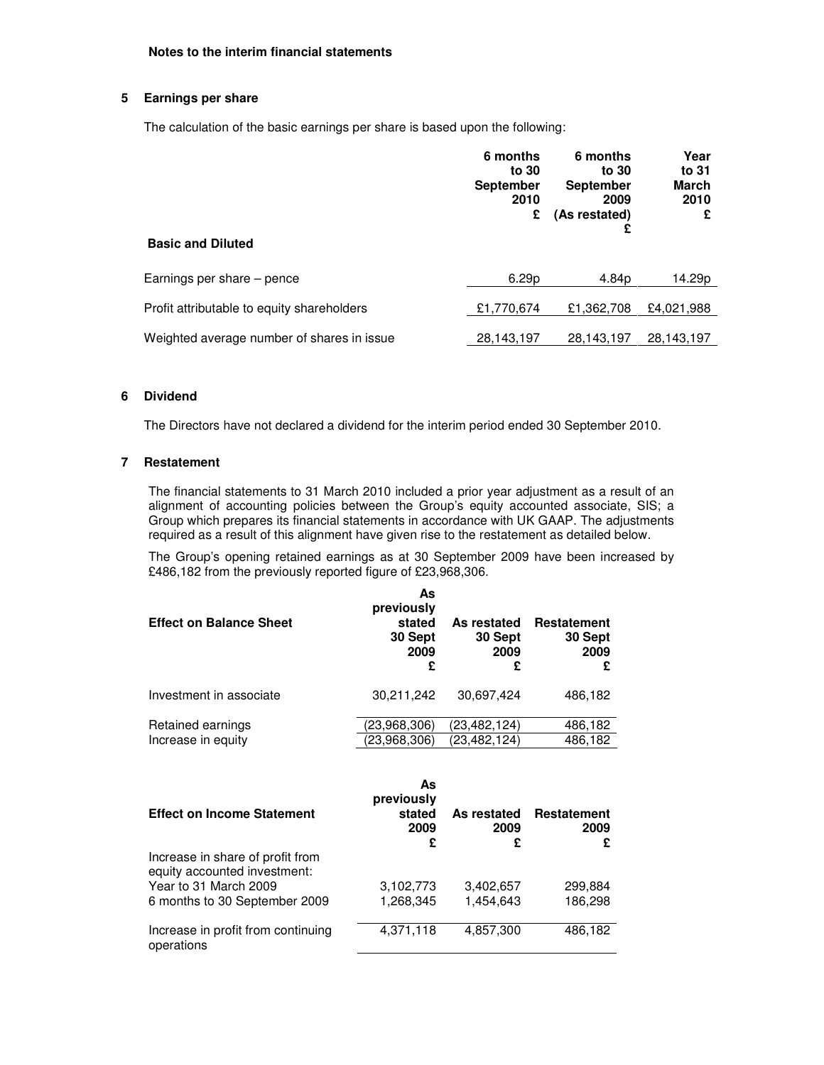**Notes to the interim financial statements**

## 5 Earnings per share

The calculation of the basic earnings per share is based upon the following:

| **Basic and Diluted** | **6 months to 30 September 2010 £** | **6 months to 30 September 2009 (As restated) £** | **Year to 31 March 2010 £** |
|---|---|---|---|
| Earnings per share – pence | 6.29p | 4.84p | 14.29p |
| Profit attributable to equity shareholders | £1,770,674 | £1,362,708 | £4,021,988 |
| Weighted average number of shares in issue | 28,143,197 | 28,143,197 | 28,143,197 |

## 6 Dividend

The Directors have not declared a dividend for the interim period ended 30 September 2010.

## 7 Restatement

The financial statements to 31 March 2010 included a prior year adjustment as a result of an alignment of accounting policies between the Group's equity accounted associate, SIS; a Group which prepares its financial statements in accordance with UK GAAP. The adjustments required as a result of this alignment have given rise to the restatement as detailed below.

The Group's opening retained earnings as at 30 September 2009 have been increased by £486,182 from the previously reported figure of £23,968,306.

| **Effect on Balance Sheet** | **As previously stated 30 Sept 2009 £** | **As restated 30 Sept 2009 £** | **Restatement 30 Sept 2009 £** |
|---|---|---|---|
| Investment in associate | 30,211,242 | 30,697,424 | 486,182 |
| Retained earnings | (23,968,306) | (23,482,124) | 486,182 |
| Increase in equity | (23,968,306) | (23,482,124) | 486,182 |

| **Effect on Income Statement** | **As previously stated 2009 £** | **As restated 2009 £** | **Restatement 2009 £** |
|---|---|---|---|
| Increase in share of profit from equity accounted investment: | | | |
| Year to 31 March 2009 | 3,102,773 | 3,402,657 | 299,884 |
| 6 months to 30 September 2009 | 1,268,345 | 1,454,643 | 186,298 |
| Increase in profit from continuing operations | 4,371,118 | 4,857,300 | 486,182 |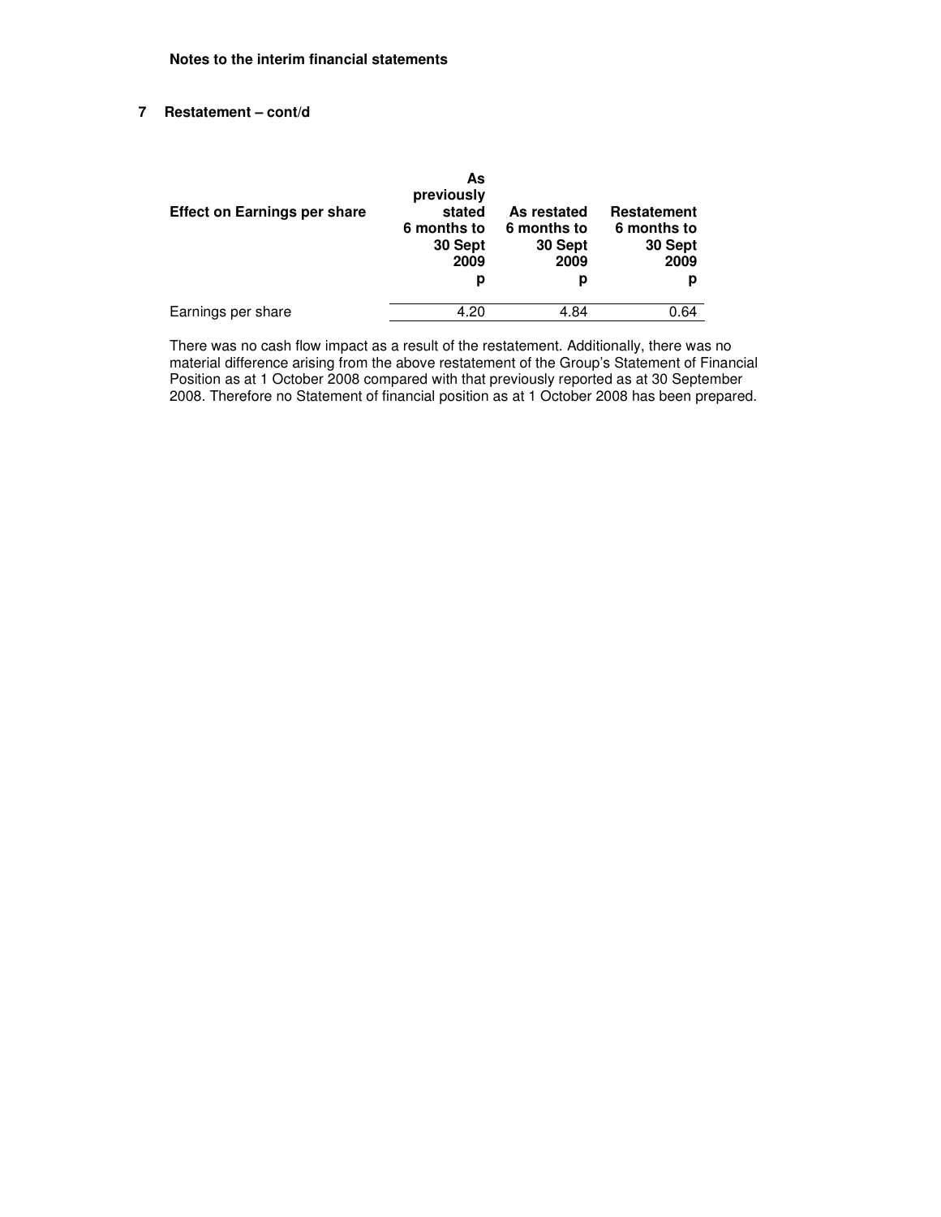**Notes to the interim financial statements**

## 7 Restatement – cont/d

| Effect on Earnings per share | As previously stated 6 months to 30 Sept 2009 p | As restated 6 months to 30 Sept 2009 p | Restatement 6 months to 30 Sept 2009 p |
|---|---|---|---|
| Earnings per share | 4.20 | 4.84 | 0.64 |

There was no cash flow impact as a result of the restatement. Additionally, there was no material difference arising from the above restatement of the Group's Statement of Financial Position as at 1 October 2008 compared with that previously reported as at 30 September 2008. Therefore no Statement of financial position as at 1 October 2008 has been prepared.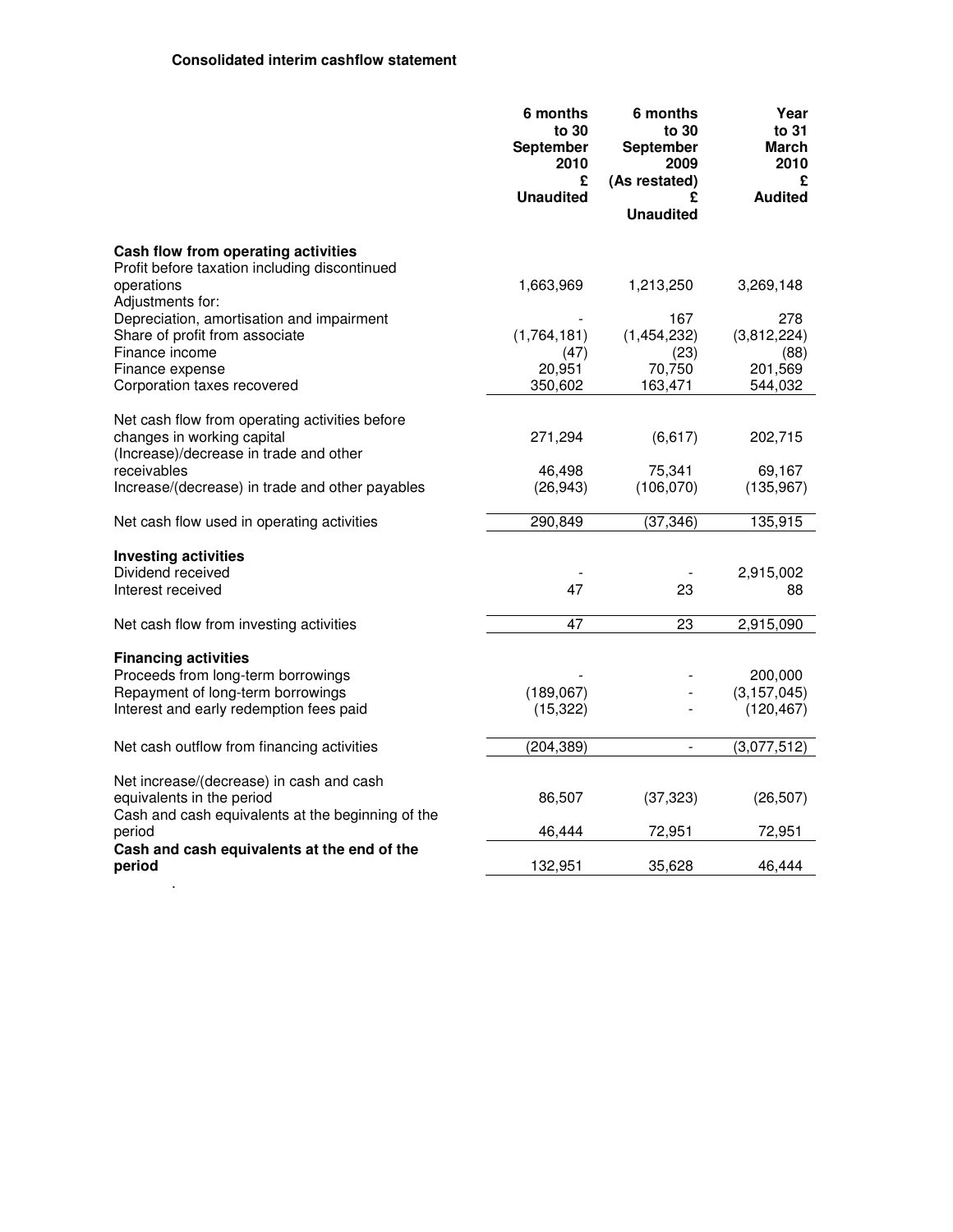**Consolidated interim cashflow statement**

| | 6 months to 30 September 2010 £ Unaudited | 6 months to 30 September 2009 (As restated) £ Unaudited | Year to 31 March 2010 £ Audited |
|---|---|---|---|
| **Cash flow from operating activities** | | | |
| Profit before taxation including discontinued operations | 1,663,969 | 1,213,250 | 3,269,148 |
| Adjustments for: | | | |
| Depreciation, amortisation and impairment | - | 167 | 278 |
| Share of profit from associate | (1,764,181) | (1,454,232) | (3,812,224) |
| Finance income | (47) | (23) | (88) |
| Finance expense | 20,951 | 70,750 | 201,569 |
| Corporation taxes recovered | 350,602 | 163,471 | 544,032 |
| Net cash flow from operating activities before changes in working capital | 271,294 | (6,617) | 202,715 |
| (Increase)/decrease in trade and other receivables | 46,498 | 75,341 | 69,167 |
| Increase/(decrease) in trade and other payables | (26,943) | (106,070) | (135,967) |
| Net cash flow used in operating activities | 290,849 | (37,346) | 135,915 |
| **Investing activities** | | | |
| Dividend received | - | - | 2,915,002 |
| Interest received | 47 | 23 | 88 |
| Net cash flow from investing activities | 47 | 23 | 2,915,090 |
| **Financing activities** | | | |
| Proceeds from long-term borrowings | - | - | 200,000 |
| Repayment of long-term borrowings | (189,067) | - | (3,157,045) |
| Interest and early redemption fees paid | (15,322) | - | (120,467) |
| Net cash outflow from financing activities | (204,389) | - | (3,077,512) |
| Net increase/(decrease) in cash and cash equivalents in the period | 86,507 | (37,323) | (26,507) |
| Cash and cash equivalents at the beginning of the period | 46,444 | 72,951 | 72,951 |
| **Cash and cash equivalents at the end of the period** | 132,951 | 35,628 | 46,444 |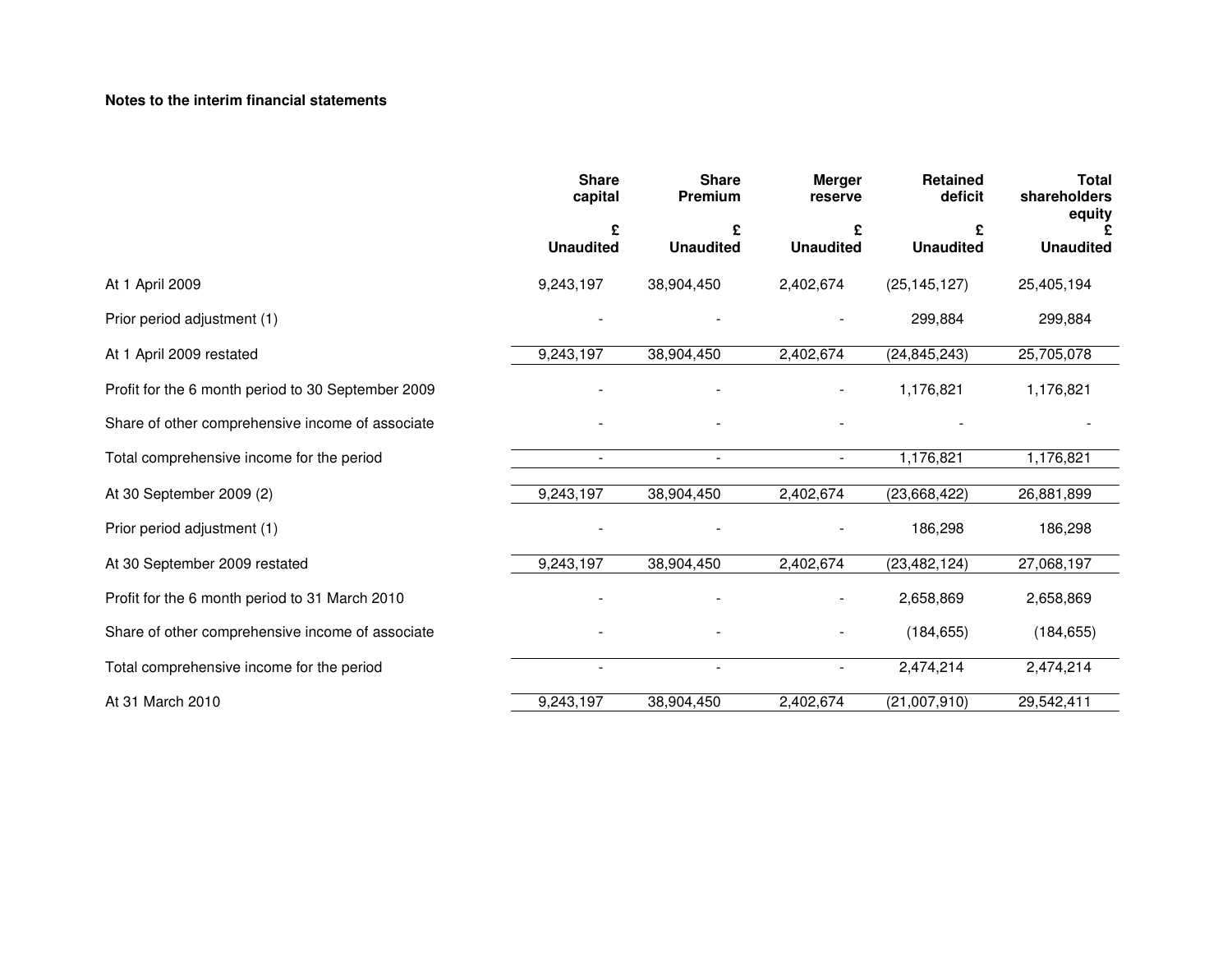**Notes to the interim financial statements**

| | Share capital | Share Premium | Merger reserve | Retained deficit | Total shareholders equity |
|---|---|---|---|---|---|
| | £ Unaudited | £ Unaudited | £ Unaudited | £ Unaudited | £ Unaudited |
| At 1 April 2009 | 9,243,197 | 38,904,450 | 2,402,674 | (25,145,127) | 25,405,194 |
| Prior period adjustment (1) | - | - | - | 299,884 | 299,884 |
| At 1 April 2009 restated | 9,243,197 | 38,904,450 | 2,402,674 | (24,845,243) | 25,705,078 |
| Profit for the 6 month period to 30 September 2009 | - | - | - | 1,176,821 | 1,176,821 |
| Share of other comprehensive income of associate | - | - | - | - | - |
| Total comprehensive income for the period | - | - | - | 1,176,821 | 1,176,821 |
| At 30 September 2009 (2) | 9,243,197 | 38,904,450 | 2,402,674 | (23,668,422) | 26,881,899 |
| Prior period adjustment (1) | - | - | - | 186,298 | 186,298 |
| At 30 September 2009 restated | 9,243,197 | 38,904,450 | 2,402,674 | (23,482,124) | 27,068,197 |
| Profit for the 6 month period to 31 March 2010 | - | - | - | 2,658,869 | 2,658,869 |
| Share of other comprehensive income of associate | - | - | - | (184,655) | (184,655) |
| Total comprehensive income for the period | - | - | - | 2,474,214 | 2,474,214 |
| At 31 March 2010 | 9,243,197 | 38,904,450 | 2,402,674 | (21,007,910) | 29,542,411 |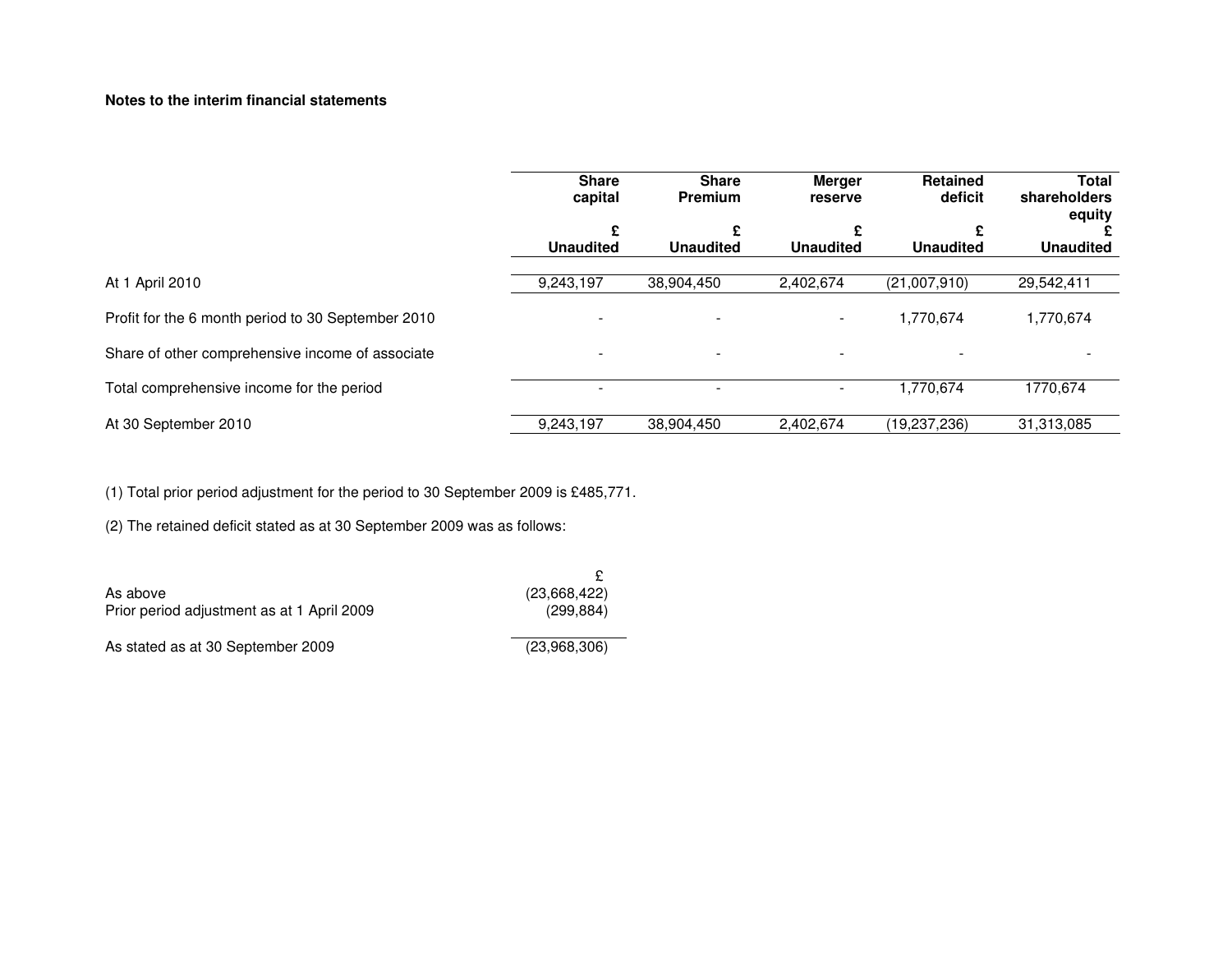**Notes to the interim financial statements**

| | Share capital<br>£<br>Unaudited | Share Premium<br>£<br>Unaudited | Merger reserve<br>£<br>Unaudited | Retained deficit<br>£<br>Unaudited | Total shareholders equity<br>£<br>Unaudited |
|---|---|---|---|---|---|
| At 1 April 2010 | 9,243,197 | 38,904,450 | 2,402,674 | (21,007,910) | 29,542,411 |
| Profit for the 6 month period to 30 September 2010 | - | - | - | 1,770,674 | 1,770,674 |
| Share of other comprehensive income of associate | - | - | - | - | - |
| Total comprehensive income for the period | - | - | - | 1,770,674 | 1770,674 |
| At 30 September 2010 | 9,243,197 | 38,904,450 | 2,402,674 | (19,237,236) | 31,313,085 |

(1) Total prior period adjustment for the period to 30 September 2009 is £485,771.

(2) The retained deficit stated as at 30 September 2009 was as follows:

| | £ |
|---|---|
| As above | (23,668,422) |
| Prior period adjustment as at 1 April 2009 | (299,884) |
| As stated as at 30 September 2009 | (23,968,306) |